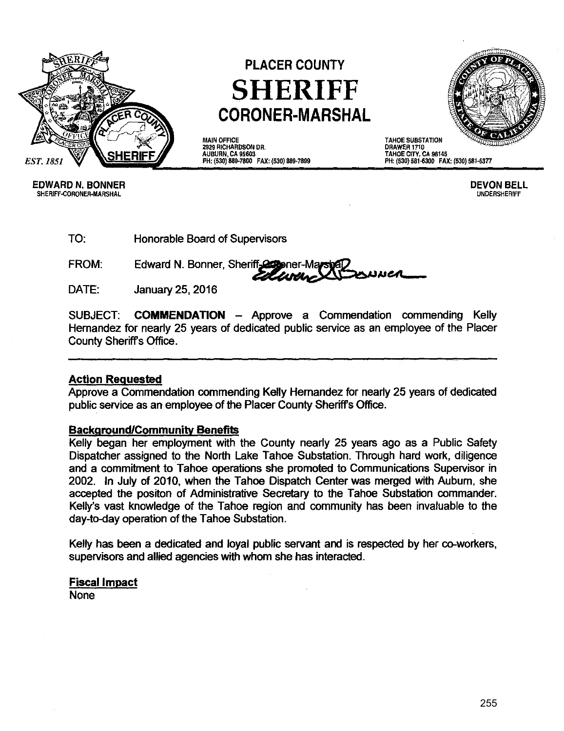# PLACER COUNTY
# SHERIFF
## CORONER-MARSHAL

EST. 1851

MAIN OFFICE
2929 RICHARDSON DR.
AUBURN, CA 95603
PH: (530) 889-7800 FAX: (530) 889-7899

TAHOE SUBSTATION
DRAWER 1710
TAHOE CITY, CA 96145
PH: (530) 581-6300 FAX: (530) 581-6377

**EDWARD N. BONNER**
SHERIFF-CORONER-MARSHAL

**DEVON BELL**
UNDERSHERIFF

TO: Honorable Board of Supervisors

FROM: Edward N. Bonner, Sheriff-Coroner-Marshal

DATE: January 25, 2016

SUBJECT: **COMMENDATION** – Approve a Commendation commending Kelly Hernandez for nearly 25 years of dedicated public service as an employee of the Placer County Sheriff's Office.

---

**Action Requested**

Approve a Commendation commending Kelly Hernandez for nearly 25 years of dedicated public service as an employee of the Placer County Sheriff's Office.

**Background/Community Benefits**

Kelly began her employment with the County nearly 25 years ago as a Public Safety Dispatcher assigned to the North Lake Tahoe Substation. Through hard work, diligence and a commitment to Tahoe operations she promoted to Communications Supervisor in 2002. In July of 2010, when the Tahoe Dispatch Center was merged with Auburn, she accepted the positon of Administrative Secretary to the Tahoe Substation commander. Kelly's vast knowledge of the Tahoe region and community has been invaluable to the day-to-day operation of the Tahoe Substation.

Kelly has been a dedicated and loyal public servant and is respected by her co-workers, supervisors and allied agencies with whom she has interacted.

**Fiscal Impact**

None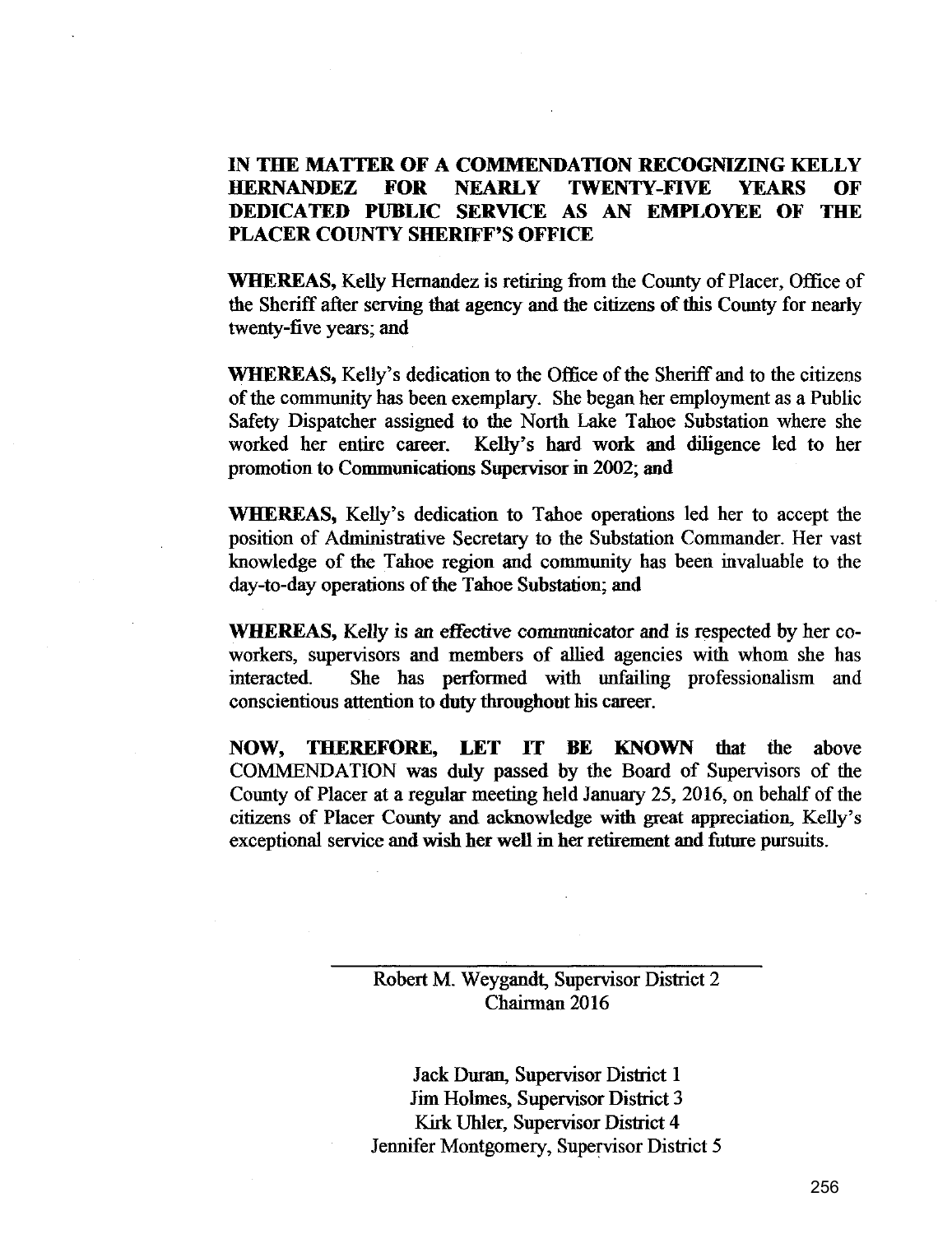**IN THE MATTER OF A COMMENDATION RECOGNIZING KELLY HERNANDEZ FOR NEARLY TWENTY-FIVE YEARS OF DEDICATED PUBLIC SERVICE AS AN EMPLOYEE OF THE PLACER COUNTY SHERIFF'S OFFICE**

**WHEREAS,** Kelly Hernandez is retiring from the County of Placer, Office of the Sheriff after serving that agency and the citizens of this County for nearly twenty-five years; and

**WHEREAS,** Kelly's dedication to the Office of the Sheriff and to the citizens of the community has been exemplary. She began her employment as a Public Safety Dispatcher assigned to the North Lake Tahoe Substation where she worked her entire career. Kelly's hard work and diligence led to her promotion to Communications Supervisor in 2002; and

**WHEREAS,** Kelly's dedication to Tahoe operations led her to accept the position of Administrative Secretary to the Substation Commander. Her vast knowledge of the Tahoe region and community has been invaluable to the day-to-day operations of the Tahoe Substation; and

**WHEREAS,** Kelly is an effective communicator and is respected by her co-workers, supervisors and members of allied agencies with whom she has interacted. She has performed with unfailing professionalism and conscientious attention to duty throughout his career.

**NOW, THEREFORE, LET IT BE KNOWN** that the above COMMENDATION was duly passed by the Board of Supervisors of the County of Placer at a regular meeting held January 25, 2016, on behalf of the citizens of Placer County and acknowledge with great appreciation, Kelly's exceptional service and wish her well in her retirement and future pursuits.

---

Robert M. Weygandt, Supervisor District 2
Chairman 2016

Jack Duran, Supervisor District 1
Jim Holmes, Supervisor District 3
Kirk Uhler, Supervisor District 4
Jennifer Montgomery, Supervisor District 5